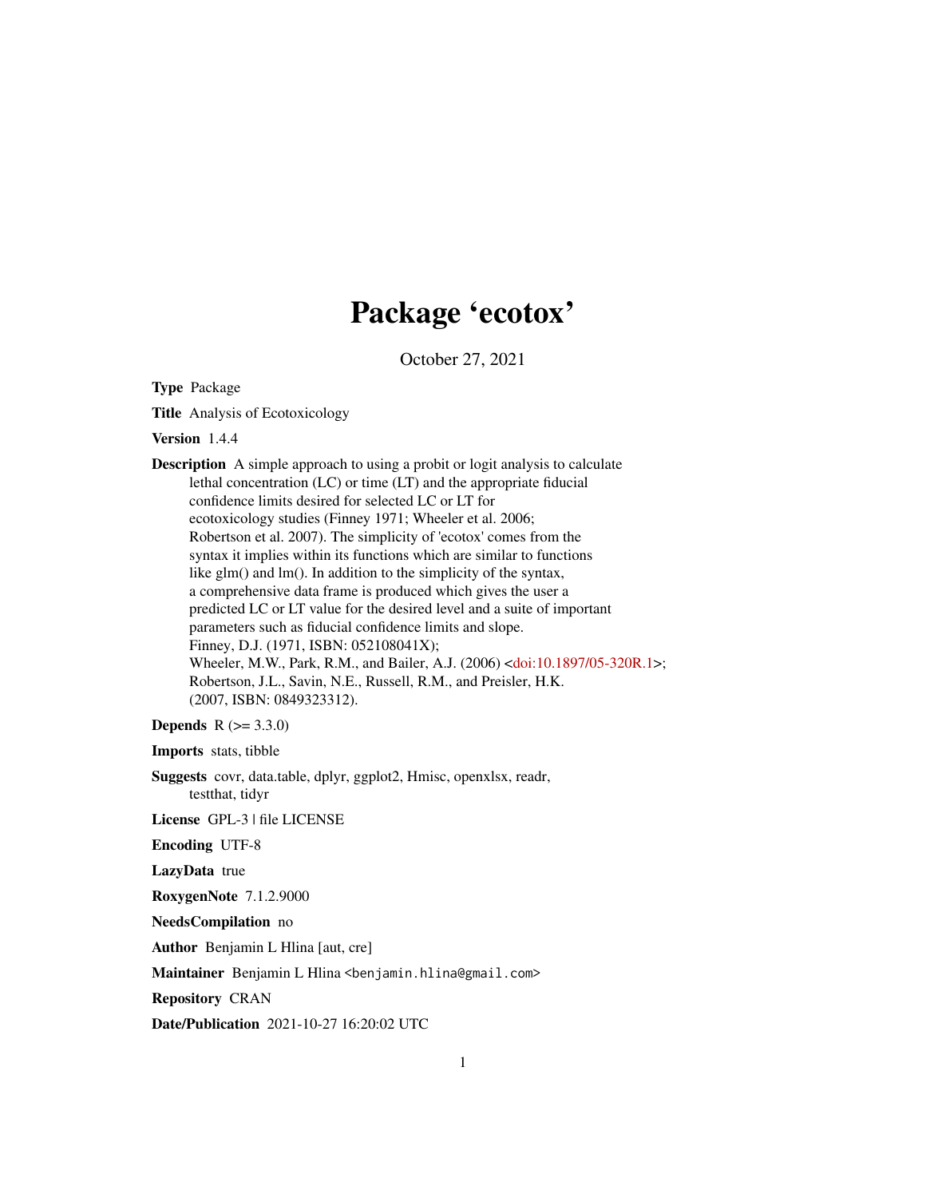# Package 'ecotox'

October 27, 2021

**Type** Package

**Title** Analysis of Ecotoxicology

**Version** 1.4.4

**Description** A simple approach to using a probit or logit analysis to calculate lethal concentration (LC) or time (LT) and the appropriate fiducial confidence limits desired for selected LC or LT for ecotoxicology studies (Finney 1971; Wheeler et al. 2006; Robertson et al. 2007). The simplicity of 'ecotox' comes from the syntax it implies within its functions which are similar to functions like glm() and lm(). In addition to the simplicity of the syntax, a comprehensive data frame is produced which gives the user a predicted LC or LT value for the desired level and a suite of important parameters such as fiducial confidence limits and slope.
Finney, D.J. (1971, ISBN: 052108041X);
Wheeler, M.W., Park, R.M., and Bailer, A.J. (2006) <doi:10.1897/05-320R.1>;
Robertson, J.L., Savin, N.E., Russell, R.M., and Preisler, H.K. (2007, ISBN: 0849323312).

**Depends** R (>= 3.3.0)

**Imports** stats, tibble

**Suggests** covr, data.table, dplyr, ggplot2, Hmisc, openxlsx, readr, testthat, tidyr

**License** GPL-3 | file LICENSE

**Encoding** UTF-8

**LazyData** true

**RoxygenNote** 7.1.2.9000

**NeedsCompilation** no

**Author** Benjamin L Hlina [aut, cre]

**Maintainer** Benjamin L Hlina <benjamin.hlina@gmail.com>

**Repository** CRAN

**Date/Publication** 2021-10-27 16:20:02 UTC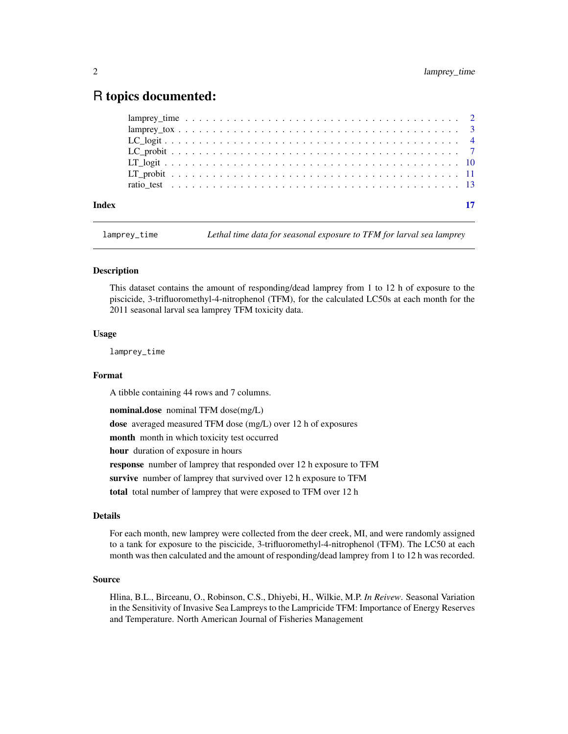# R topics documented:

lamprey_time . . . . . . . . . . . . . . . . . . . . . . . . . . . . . . . . . . . . . . . . 2
lamprey_tox . . . . . . . . . . . . . . . . . . . . . . . . . . . . . . . . . . . . . . . . 3
LC_logit . . . . . . . . . . . . . . . . . . . . . . . . . . . . . . . . . . . . . . . . 4
LC_probit . . . . . . . . . . . . . . . . . . . . . . . . . . . . . . . . . . . . . . . . 7
LT_logit . . . . . . . . . . . . . . . . . . . . . . . . . . . . . . . . . . . . . . . . 10
LT_probit . . . . . . . . . . . . . . . . . . . . . . . . . . . . . . . . . . . . . . . . 11
ratio_test . . . . . . . . . . . . . . . . . . . . . . . . . . . . . . . . . . . . . . . . 13

**Index** **17**

---

`lamprey_time` *Lethal time data for seasonal exposure to TFM for larval sea lamprey*

---

### Description

This dataset contains the amount of responding/dead lamprey from 1 to 12 h of exposure to the piscicide, 3-trifluoromethyl-4-nitrophenol (TFM), for the calculated LC50s at each month for the 2011 seasonal larval sea lamprey TFM toxicity data.

### Usage

```
lamprey_time
```

### Format

A tibble containing 44 rows and 7 columns.

**nominal.dose** nominal TFM dose(mg/L)

**dose** averaged measured TFM dose (mg/L) over 12 h of exposures

**month** month in which toxicity test occurred

**hour** duration of exposure in hours

**response** number of lamprey that responded over 12 h exposure to TFM

**survive** number of lamprey that survived over 12 h exposure to TFM

**total** total number of lamprey that were exposed to TFM over 12 h

### Details

For each month, new lamprey were collected from the deer creek, MI, and were randomly assigned to a tank for exposure to the piscicide, 3-trifluoromethyl-4-nitrophenol (TFM). The LC50 at each month was then calculated and the amount of responding/dead lamprey from 1 to 12 h was recorded.

### Source

Hlina, B.L., Birceanu, O., Robinson, C.S., Dhiyebi, H., Wilkie, M.P. *In Reivew*. Seasonal Variation in the Sensitivity of Invasive Sea Lampreys to the Lampricide TFM: Importance of Energy Reserves and Temperature. North American Journal of Fisheries Management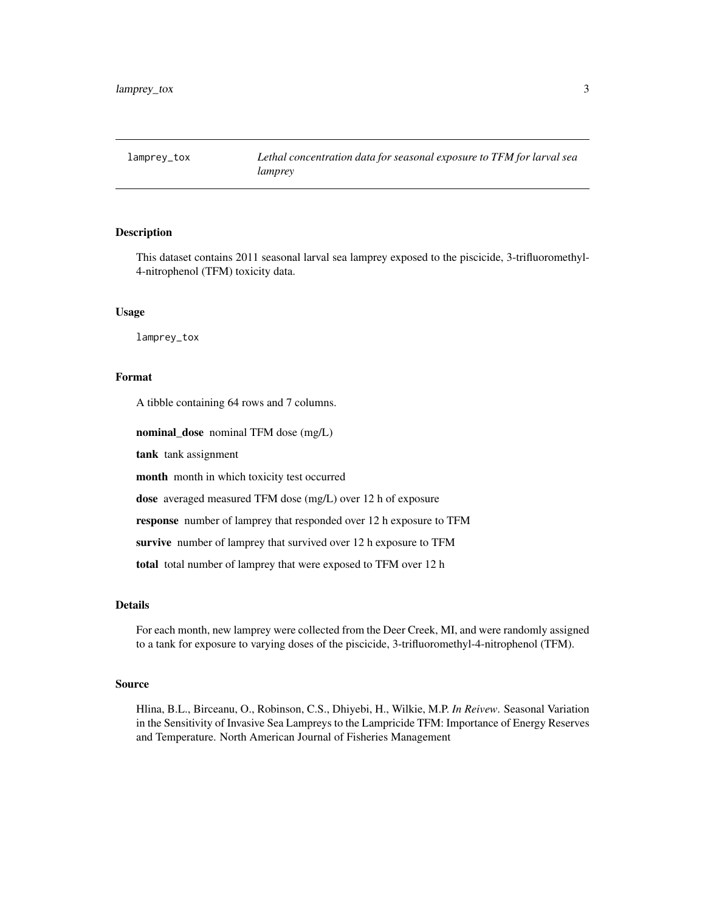# lamprey_tox — *Lethal concentration data for seasonal exposure to TFM for larval sea lamprey*

## Description

This dataset contains 2011 seasonal larval sea lamprey exposed to the piscicide, 3-trifluoromethyl-4-nitrophenol (TFM) toxicity data.

## Usage

```
lamprey_tox
```

## Format

A tibble containing 64 rows and 7 columns.

**nominal_dose** nominal TFM dose (mg/L)

**tank** tank assignment

**month** month in which toxicity test occurred

**dose** averaged measured TFM dose (mg/L) over 12 h of exposure

**response** number of lamprey that responded over 12 h exposure to TFM

**survive** number of lamprey that survived over 12 h exposure to TFM

**total** total number of lamprey that were exposed to TFM over 12 h

## Details

For each month, new lamprey were collected from the Deer Creek, MI, and were randomly assigned to a tank for exposure to varying doses of the piscicide, 3-trifluoromethyl-4-nitrophenol (TFM).

## Source

Hlina, B.L., Birceanu, O., Robinson, C.S., Dhiyebi, H., Wilkie, M.P. *In Reivew*. Seasonal Variation in the Sensitivity of Invasive Sea Lampreys to the Lampricide TFM: Importance of Energy Reserves and Temperature. North American Journal of Fisheries Management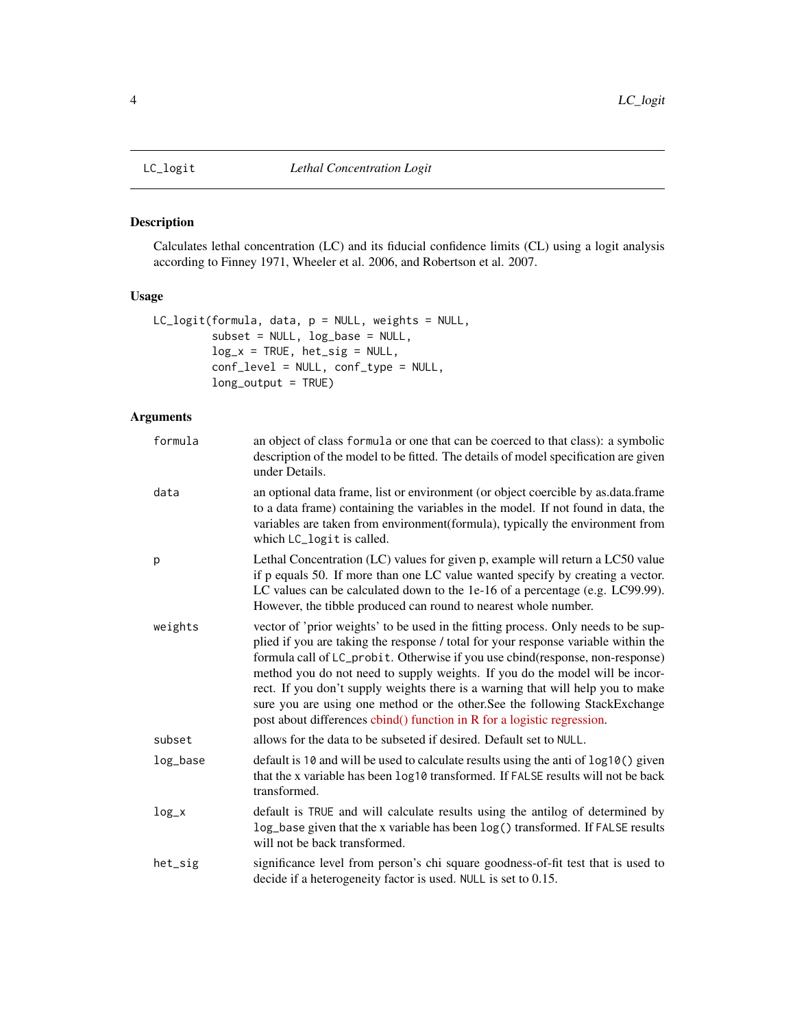## LC_logit — *Lethal Concentration Logit*

### Description

Calculates lethal concentration (LC) and its fiducial confidence limits (CL) using a logit analysis according to Finney 1971, Wheeler et al. 2006, and Robertson et al. 2007.

### Usage

```
LC_logit(formula, data, p = NULL, weights = NULL,
         subset = NULL, log_base = NULL,
         log_x = TRUE, het_sig = NULL,
         conf_level = NULL, conf_type = NULL,
         long_output = TRUE)
```

### Arguments

| Argument | Description |
| --- | --- |
| `formula` | an object of class `formula` or one that can be coerced to that class): a symbolic description of the model to be fitted. The details of model specification are given under Details. |
| `data` | an optional data frame, list or environment (or object coercible by as.data.frame to a data frame) containing the variables in the model. If not found in data, the variables are taken from environment(formula), typically the environment from which `LC_logit` is called. |
| `p` | Lethal Concentration (LC) values for given p, example will return a LC50 value if p equals 50. If more than one LC value wanted specify by creating a vector. LC values can be calculated down to the 1e-16 of a percentage (e.g. LC99.99). However, the tibble produced can round to nearest whole number. |
| `weights` | vector of 'prior weights' to be used in the fitting process. Only needs to be supplied if you are taking the response / total for your response variable within the formula call of `LC_probit`. Otherwise if you use cbind(response, non-response) method you do not need to supply weights. If you do the model will be incorrect. If you don't supply weights there is a warning that will help you to make sure you are using one method or the other.See the following StackExchange post about differences cbind() function in R for a logistic regression. |
| `subset` | allows for the data to be subseted if desired. Default set to `NULL`. |
| `log_base` | default is `10` and will be used to calculate results using the anti of `log10()` given that the x variable has been `log10` transformed. If `FALSE` results will not be back transformed. |
| `log_x` | default is `TRUE` and will calculate results using the antilog of determined by `log_base` given that the x variable has been `log()` transformed. If `FALSE` results will not be back transformed. |
| `het_sig` | significance level from person's chi square goodness-of-fit test that is used to decide if a heterogeneity factor is used. `NULL` is set to 0.15. |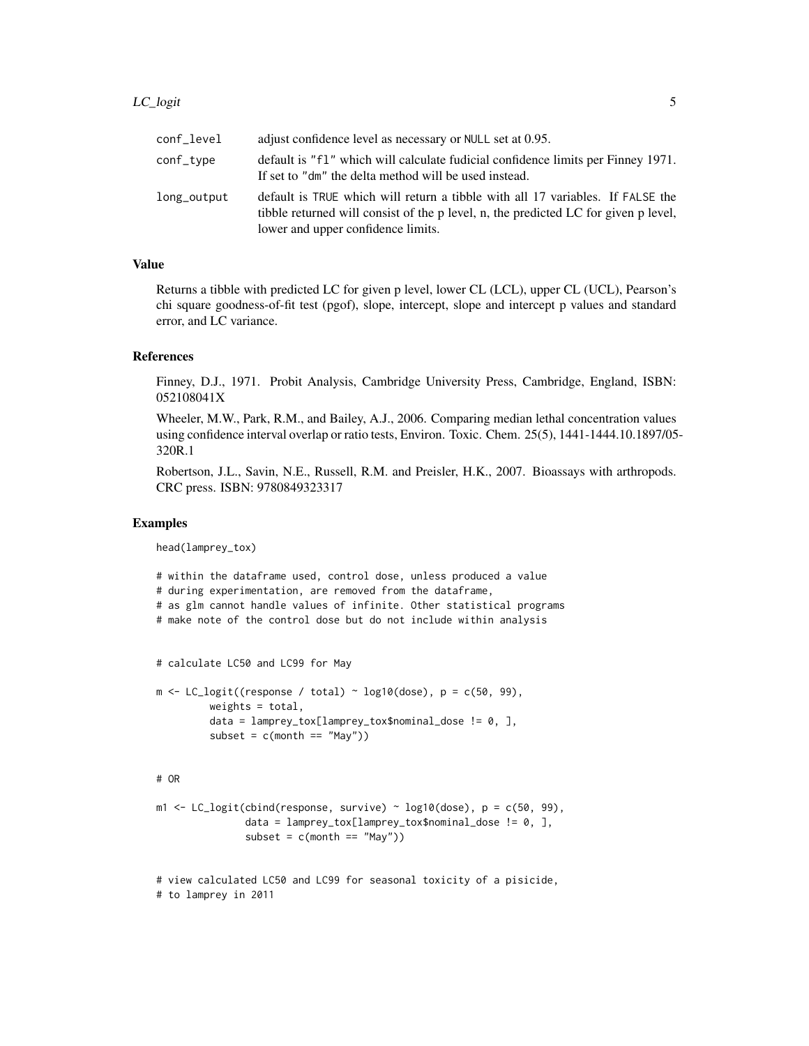| | |
|---|---|
| conf_level | adjust confidence level as necessary or NULL set at 0.95. |
| conf_type | default is "fl" which will calculate fudicial confidence limits per Finney 1971. If set to "dm" the delta method will be used instead. |
| long_output | default is TRUE which will return a tibble with all 17 variables. If FALSE the tibble returned will consist of the p level, n, the predicted LC for given p level, lower and upper confidence limits. |

## Value

Returns a tibble with predicted LC for given p level, lower CL (LCL), upper CL (UCL), Pearson's chi square goodness-of-fit test (pgof), slope, intercept, slope and intercept p values and standard error, and LC variance.

## References

Finney, D.J., 1971. Probit Analysis, Cambridge University Press, Cambridge, England, ISBN: 052108041X

Wheeler, M.W., Park, R.M., and Bailey, A.J., 2006. Comparing median lethal concentration values using confidence interval overlap or ratio tests, Environ. Toxic. Chem. 25(5), 1441-1444.10.1897/05-320R.1

Robertson, J.L., Savin, N.E., Russell, R.M. and Preisler, H.K., 2007. Bioassays with arthropods. CRC press. ISBN: 9780849323317

## Examples

```
head(lamprey_tox)

# within the dataframe used, control dose, unless produced a value
# during experimentation, are removed from the dataframe,
# as glm cannot handle values of infinite. Other statistical programs
# make note of the control dose but do not include within analysis


# calculate LC50 and LC99 for May

m <- LC_logit((response / total) ~ log10(dose), p = c(50, 99),
         weights = total,
         data = lamprey_tox[lamprey_tox$nominal_dose != 0, ],
         subset = c(month == "May"))


# OR

m1 <- LC_logit(cbind(response, survive) ~ log10(dose), p = c(50, 99),
               data = lamprey_tox[lamprey_tox$nominal_dose != 0, ],
               subset = c(month == "May"))


# view calculated LC50 and LC99 for seasonal toxicity of a pisicide,
# to lamprey in 2011
```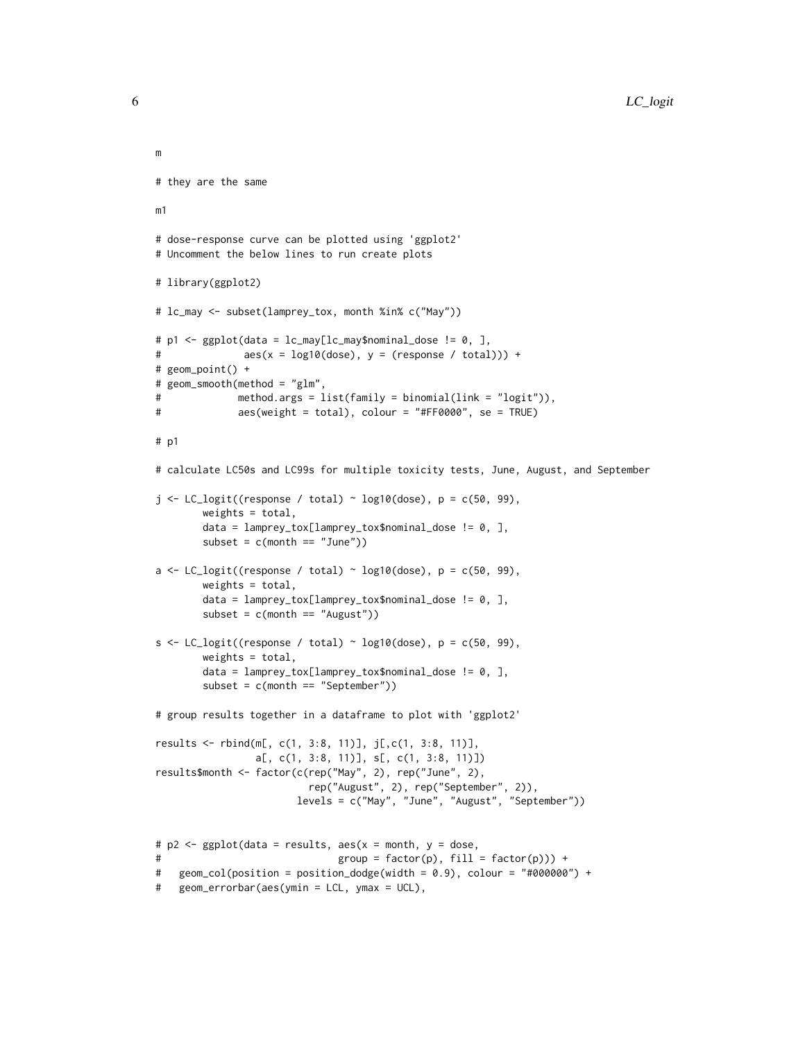```
m

# they are the same

m1

# dose-response curve can be plotted using 'ggplot2'
# Uncomment the below lines to run create plots

# library(ggplot2)

# lc_may <- subset(lamprey_tox, month %in% c("May"))

# p1 <- ggplot(data = lc_may[lc_may$nominal_dose != 0, ],
#              aes(x = log10(dose), y = (response / total))) +
# geom_point() +
# geom_smooth(method = "glm",
#             method.args = list(family = binomial(link = "logit")),
#             aes(weight = total), colour = "#FF0000", se = TRUE)

# p1

# calculate LC50s and LC99s for multiple toxicity tests, June, August, and September

j <- LC_logit((response / total) ~ log10(dose), p = c(50, 99),
        weights = total,
        data = lamprey_tox[lamprey_tox$nominal_dose != 0, ],
        subset = c(month == "June"))

a <- LC_logit((response / total) ~ log10(dose), p = c(50, 99),
        weights = total,
        data = lamprey_tox[lamprey_tox$nominal_dose != 0, ],
        subset = c(month == "August"))

s <- LC_logit((response / total) ~ log10(dose), p = c(50, 99),
        weights = total,
        data = lamprey_tox[lamprey_tox$nominal_dose != 0, ],
        subset = c(month == "September"))

# group results together in a dataframe to plot with 'ggplot2'

results <- rbind(m[, c(1, 3:8, 11)], j[,c(1, 3:8, 11)],
                 a[, c(1, 3:8, 11)], s[, c(1, 3:8, 11)])
results$month <- factor(c(rep("May", 2), rep("June", 2),
                          rep("August", 2), rep("September", 2)),
                        levels = c("May", "June", "August", "September"))


# p2 <- ggplot(data = results, aes(x = month, y = dose,
#                              group = factor(p), fill = factor(p))) +
#   geom_col(position = position_dodge(width = 0.9), colour = "#000000") +
#   geom_errorbar(aes(ymin = LCL, ymax = UCL),
```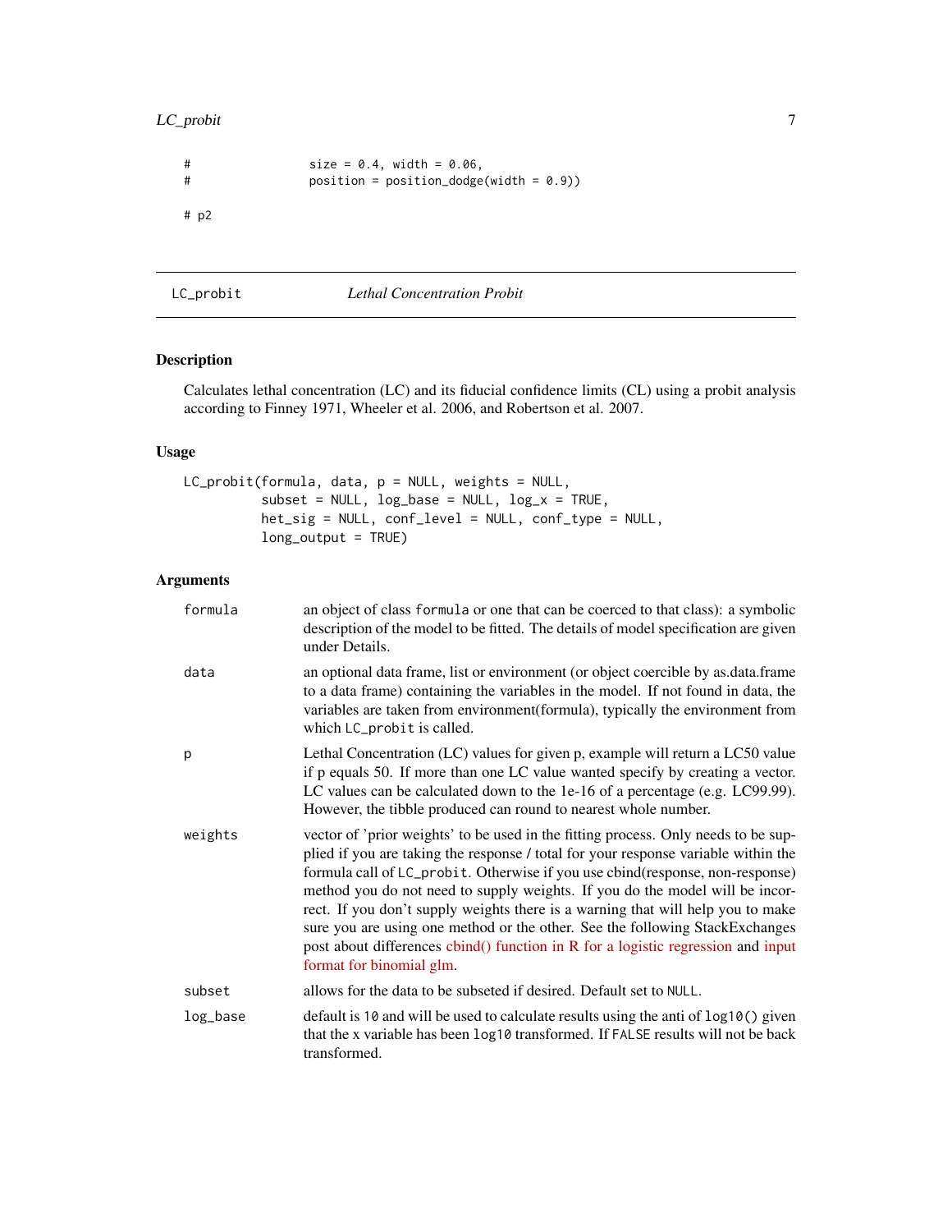```
#                 size = 0.4, width = 0.06,
#                 position = position_dodge(width = 0.9))

# p2
```

## LC_probit *Lethal Concentration Probit*

### Description

Calculates lethal concentration (LC) and its fiducial confidence limits (CL) using a probit analysis according to Finney 1971, Wheeler et al. 2006, and Robertson et al. 2007.

### Usage

```
LC_probit(formula, data, p = NULL, weights = NULL,
          subset = NULL, log_base = NULL, log_x = TRUE,
          het_sig = NULL, conf_level = NULL, conf_type = NULL,
          long_output = TRUE)
```

### Arguments

| | |
|---|---|
| formula | an object of class `formula` or one that can be coerced to that class): a symbolic description of the model to be fitted. The details of model specification are given under Details. |
| data | an optional data frame, list or environment (or object coercible by as.data.frame to a data frame) containing the variables in the model. If not found in data, the variables are taken from environment(formula), typically the environment from which `LC_probit` is called. |
| p | Lethal Concentration (LC) values for given p, example will return a LC50 value if p equals 50. If more than one LC value wanted specify by creating a vector. LC values can be calculated down to the 1e-16 of a percentage (e.g. LC99.99). However, the tibble produced can round to nearest whole number. |
| weights | vector of 'prior weights' to be used in the fitting process. Only needs to be supplied if you are taking the response / total for your response variable within the formula call of `LC_probit`. Otherwise if you use cbind(response, non-response) method you do not need to supply weights. If you do the model will be incorrect. If you don't supply weights there is a warning that will help you to make sure you are using one method or the other. See the following StackExchanges post about differences cbind() function in R for a logistic regression and input format for binomial glm. |
| subset | allows for the data to be subseted if desired. Default set to `NULL`. |
| log_base | default is `10` and will be used to calculate results using the anti of `log10()` given that the x variable has been `log10` transformed. If `FALSE` results will not be back transformed. |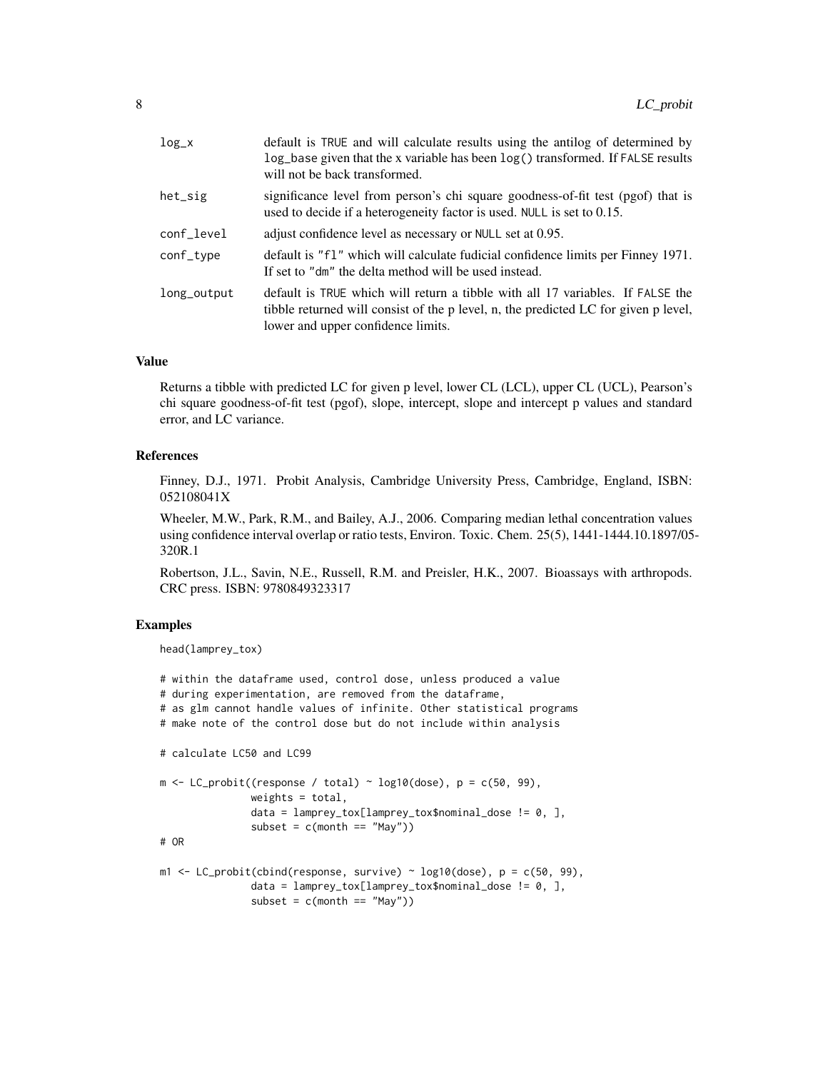| | |
|---|---|
| log_x | default is TRUE and will calculate results using the antilog of determined by log_base given that the x variable has been log() transformed. If FALSE results will not be back transformed. |
| het_sig | significance level from person's chi square goodness-of-fit test (pgof) that is used to decide if a heterogeneity factor is used. NULL is set to 0.15. |
| conf_level | adjust confidence level as necessary or NULL set at 0.95. |
| conf_type | default is "fl" which will calculate fudicial confidence limits per Finney 1971. If set to "dm" the delta method will be used instead. |
| long_output | default is TRUE which will return a tibble with all 17 variables. If FALSE the tibble returned will consist of the p level, n, the predicted LC for given p level, lower and upper confidence limits. |

### Value

Returns a tibble with predicted LC for given p level, lower CL (LCL), upper CL (UCL), Pearson's chi square goodness-of-fit test (pgof), slope, intercept, slope and intercept p values and standard error, and LC variance.

### References

Finney, D.J., 1971. Probit Analysis, Cambridge University Press, Cambridge, England, ISBN: 052108041X

Wheeler, M.W., Park, R.M., and Bailey, A.J., 2006. Comparing median lethal concentration values using confidence interval overlap or ratio tests, Environ. Toxic. Chem. 25(5), 1441-1444.10.1897/05-320R.1

Robertson, J.L., Savin, N.E., Russell, R.M. and Preisler, H.K., 2007. Bioassays with arthropods. CRC press. ISBN: 9780849323317

### Examples

```
head(lamprey_tox)

# within the dataframe used, control dose, unless produced a value
# during experimentation, are removed from the dataframe,
# as glm cannot handle values of infinite. Other statistical programs
# make note of the control dose but do not include within analysis

# calculate LC50 and LC99

m <- LC_probit((response / total) ~ log10(dose), p = c(50, 99),
               weights = total,
               data = lamprey_tox[lamprey_tox$nominal_dose != 0, ],
               subset = c(month == "May"))
# OR

m1 <- LC_probit(cbind(response, survive) ~ log10(dose), p = c(50, 99),
               data = lamprey_tox[lamprey_tox$nominal_dose != 0, ],
               subset = c(month == "May"))
```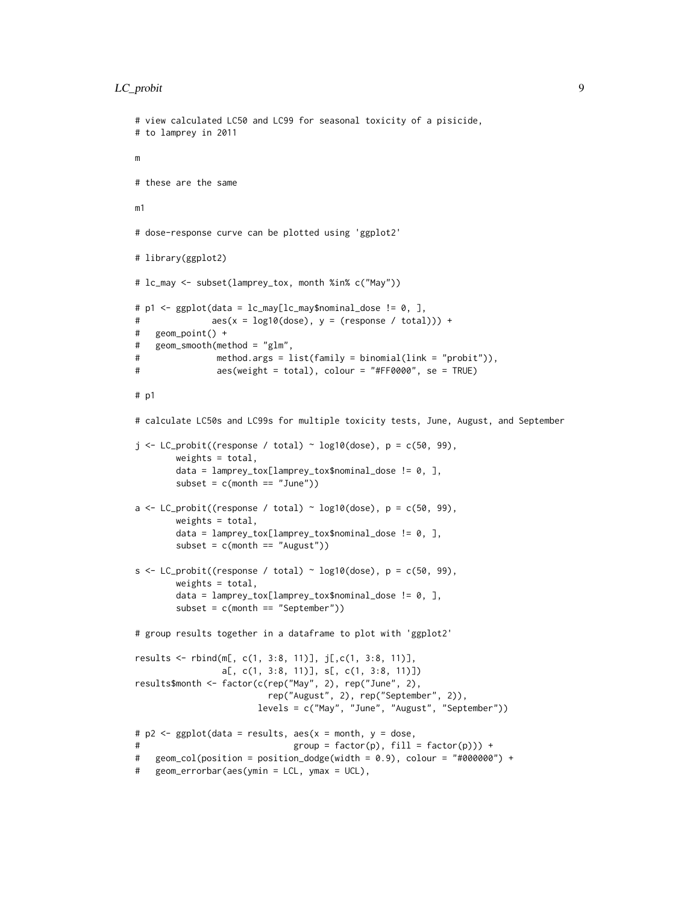```
# view calculated LC50 and LC99 for seasonal toxicity of a pisicide,
# to lamprey in 2011

m

# these are the same

m1

# dose-response curve can be plotted using 'ggplot2'

# library(ggplot2)

# lc_may <- subset(lamprey_tox, month %in% c("May"))

# p1 <- ggplot(data = lc_may[lc_may$nominal_dose != 0, ],
#              aes(x = log10(dose), y = (response / total))) +
#   geom_point() +
#   geom_smooth(method = "glm",
#               method.args = list(family = binomial(link = "probit")),
#               aes(weight = total), colour = "#FF0000", se = TRUE)

# p1

# calculate LC50s and LC99s for multiple toxicity tests, June, August, and September

j <- LC_probit((response / total) ~ log10(dose), p = c(50, 99),
        weights = total,
        data = lamprey_tox[lamprey_tox$nominal_dose != 0, ],
        subset = c(month == "June"))

a <- LC_probit((response / total) ~ log10(dose), p = c(50, 99),
        weights = total,
        data = lamprey_tox[lamprey_tox$nominal_dose != 0, ],
        subset = c(month == "August"))

s <- LC_probit((response / total) ~ log10(dose), p = c(50, 99),
        weights = total,
        data = lamprey_tox[lamprey_tox$nominal_dose != 0, ],
        subset = c(month == "September"))

# group results together in a dataframe to plot with 'ggplot2'

results <- rbind(m[, c(1, 3:8, 11)], j[,c(1, 3:8, 11)],
                 a[, c(1, 3:8, 11)], s[, c(1, 3:8, 11)])
results$month <- factor(c(rep("May", 2), rep("June", 2),
                          rep("August", 2), rep("September", 2)),
                        levels = c("May", "June", "August", "September"))

# p2 <- ggplot(data = results, aes(x = month, y = dose,
#                               group = factor(p), fill = factor(p))) +
#   geom_col(position = position_dodge(width = 0.9), colour = "#000000") +
#   geom_errorbar(aes(ymin = LCL, ymax = UCL),
```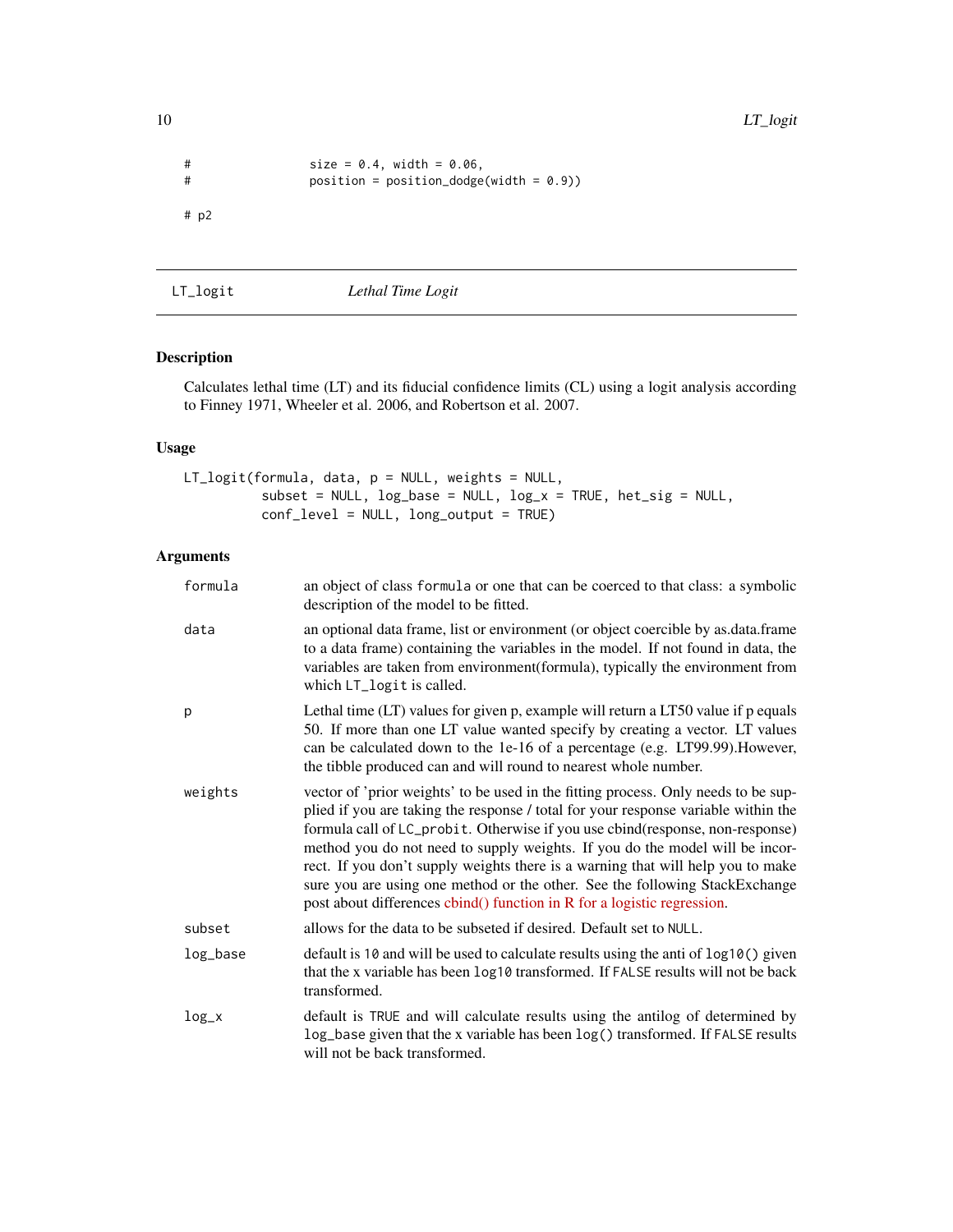```
#                size = 0.4, width = 0.06,
#                position = position_dodge(width = 0.9))

# p2
```

## LT_logit — *Lethal Time Logit*

### Description

Calculates lethal time (LT) and its fiducial confidence limits (CL) using a logit analysis according to Finney 1971, Wheeler et al. 2006, and Robertson et al. 2007.

### Usage

```
LT_logit(formula, data, p = NULL, weights = NULL,
         subset = NULL, log_base = NULL, log_x = TRUE, het_sig = NULL,
         conf_level = NULL, long_output = TRUE)
```

### Arguments

| | |
|---|---|
| `formula` | an object of class `formula` or one that can be coerced to that class: a symbolic description of the model to be fitted. |
| `data` | an optional data frame, list or environment (or object coercible by as.data.frame to a data frame) containing the variables in the model. If not found in data, the variables are taken from environment(formula), typically the environment from which `LT_logit` is called. |
| `p` | Lethal time (LT) values for given p, example will return a LT50 value if p equals 50. If more than one LT value wanted specify by creating a vector. LT values can be calculated down to the 1e-16 of a percentage (e.g. LT99.99).However, the tibble produced can and will round to nearest whole number. |
| `weights` | vector of 'prior weights' to be used in the fitting process. Only needs to be supplied if you are taking the response / total for your response variable within the formula call of `LC_probit`. Otherwise if you use cbind(response, non-response) method you do not need to supply weights. If you do the model will be incorrect. If you don't supply weights there is a warning that will help you to make sure you are using one method or the other. See the following StackExchange post about differences cbind() function in R for a logistic regression. |
| `subset` | allows for the data to be subseted if desired. Default set to `NULL`. |
| `log_base` | default is `10` and will be used to calculate results using the anti of `log10()` given that the x variable has been `log10` transformed. If `FALSE` results will not be back transformed. |
| `log_x` | default is `TRUE` and will calculate results using the antilog of determined by `log_base` given that the x variable has been `log()` transformed. If `FALSE` results will not be back transformed. |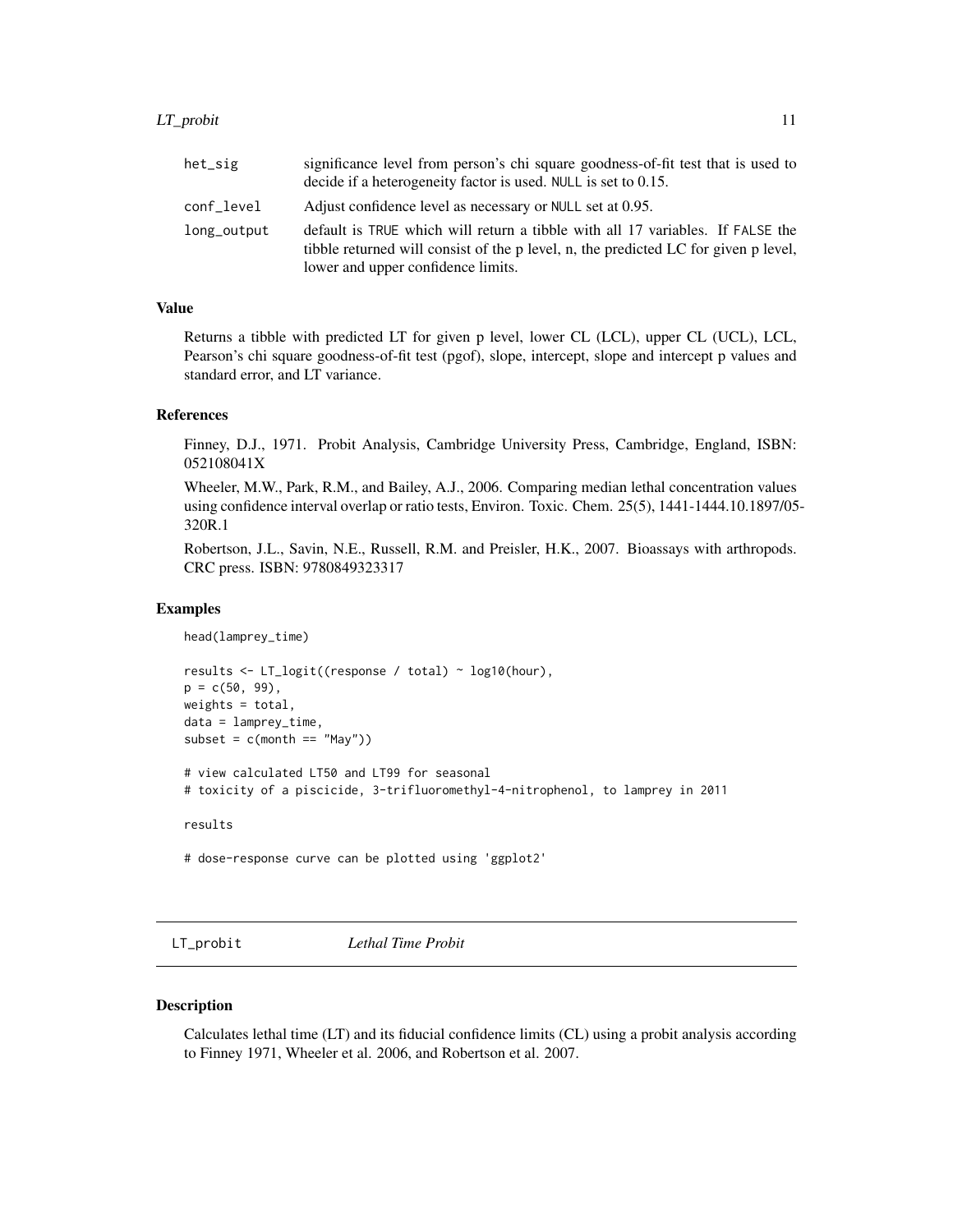| | |
|---|---|
| het_sig | significance level from person's chi square goodness-of-fit test that is used to decide if a heterogeneity factor is used. NULL is set to 0.15. |
| conf_level | Adjust confidence level as necessary or NULL set at 0.95. |
| long_output | default is TRUE which will return a tibble with all 17 variables. If FALSE the tibble returned will consist of the p level, n, the predicted LC for given p level, lower and upper confidence limits. |

### Value

Returns a tibble with predicted LT for given p level, lower CL (LCL), upper CL (UCL), LCL, Pearson's chi square goodness-of-fit test (pgof), slope, intercept, slope and intercept p values and standard error, and LT variance.

### References

Finney, D.J., 1971. Probit Analysis, Cambridge University Press, Cambridge, England, ISBN: 052108041X

Wheeler, M.W., Park, R.M., and Bailey, A.J., 2006. Comparing median lethal concentration values using confidence interval overlap or ratio tests, Environ. Toxic. Chem. 25(5), 1441-1444.10.1897/05-320R.1

Robertson, J.L., Savin, N.E., Russell, R.M. and Preisler, H.K., 2007. Bioassays with arthropods. CRC press. ISBN: 9780849323317

### Examples

```
head(lamprey_time)

results <- LT_logit((response / total) ~ log10(hour),
p = c(50, 99),
weights = total,
data = lamprey_time,
subset = c(month == "May"))

# view calculated LT50 and LT99 for seasonal
# toxicity of a piscicide, 3-trifluoromethyl-4-nitrophenol, to lamprey in 2011

results

# dose-response curve can be plotted using 'ggplot2'
```

---

## LT_probit *Lethal Time Probit*

### Description

Calculates lethal time (LT) and its fiducial confidence limits (CL) using a probit analysis according to Finney 1971, Wheeler et al. 2006, and Robertson et al. 2007.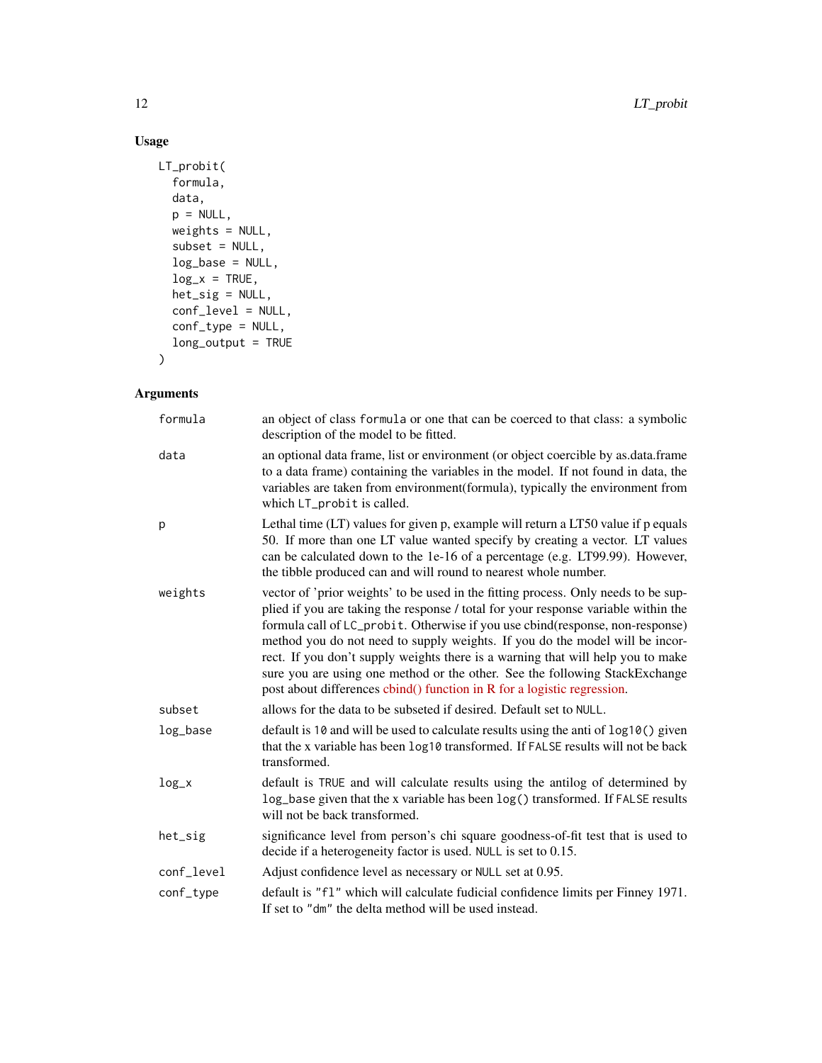## Usage

```
LT_probit(
  formula,
  data,
  p = NULL,
  weights = NULL,
  subset = NULL,
  log_base = NULL,
  log_x = TRUE,
  het_sig = NULL,
  conf_level = NULL,
  conf_type = NULL,
  long_output = TRUE
)
```

## Arguments

| | |
|---|---|
| `formula` | an object of class `formula` or one that can be coerced to that class: a symbolic description of the model to be fitted. |
| `data` | an optional data frame, list or environment (or object coercible by as.data.frame to a data frame) containing the variables in the model. If not found in data, the variables are taken from environment(formula), typically the environment from which `LT_probit` is called. |
| `p` | Lethal time (LT) values for given p, example will return a LT50 value if p equals 50. If more than one LT value wanted specify by creating a vector. LT values can be calculated down to the 1e-16 of a percentage (e.g. LT99.99). However, the tibble produced can and will round to nearest whole number. |
| `weights` | vector of 'prior weights' to be used in the fitting process. Only needs to be supplied if you are taking the response / total for your response variable within the formula call of `LC_probit`. Otherwise if you use cbind(response, non-response) method you do not need to supply weights. If you do the model will be incorrect. If you don't supply weights there is a warning that will help you to make sure you are using one method or the other. See the following StackExchange post about differences cbind() function in R for a logistic regression. |
| `subset` | allows for the data to be subseted if desired. Default set to `NULL`. |
| `log_base` | default is `10` and will be used to calculate results using the anti of `log10()` given that the x variable has been `log10` transformed. If `FALSE` results will not be back transformed. |
| `log_x` | default is `TRUE` and will calculate results using the antilog of determined by `log_base` given that the x variable has been `log()` transformed. If `FALSE` results will not be back transformed. |
| `het_sig` | significance level from person's chi square goodness-of-fit test that is used to decide if a heterogeneity factor is used. `NULL` is set to 0.15. |
| `conf_level` | Adjust confidence level as necessary or `NULL` set at 0.95. |
| `conf_type` | default is `"fl"` which will calculate fudicial confidence limits per Finney 1971. If set to `"dm"` the delta method will be used instead. |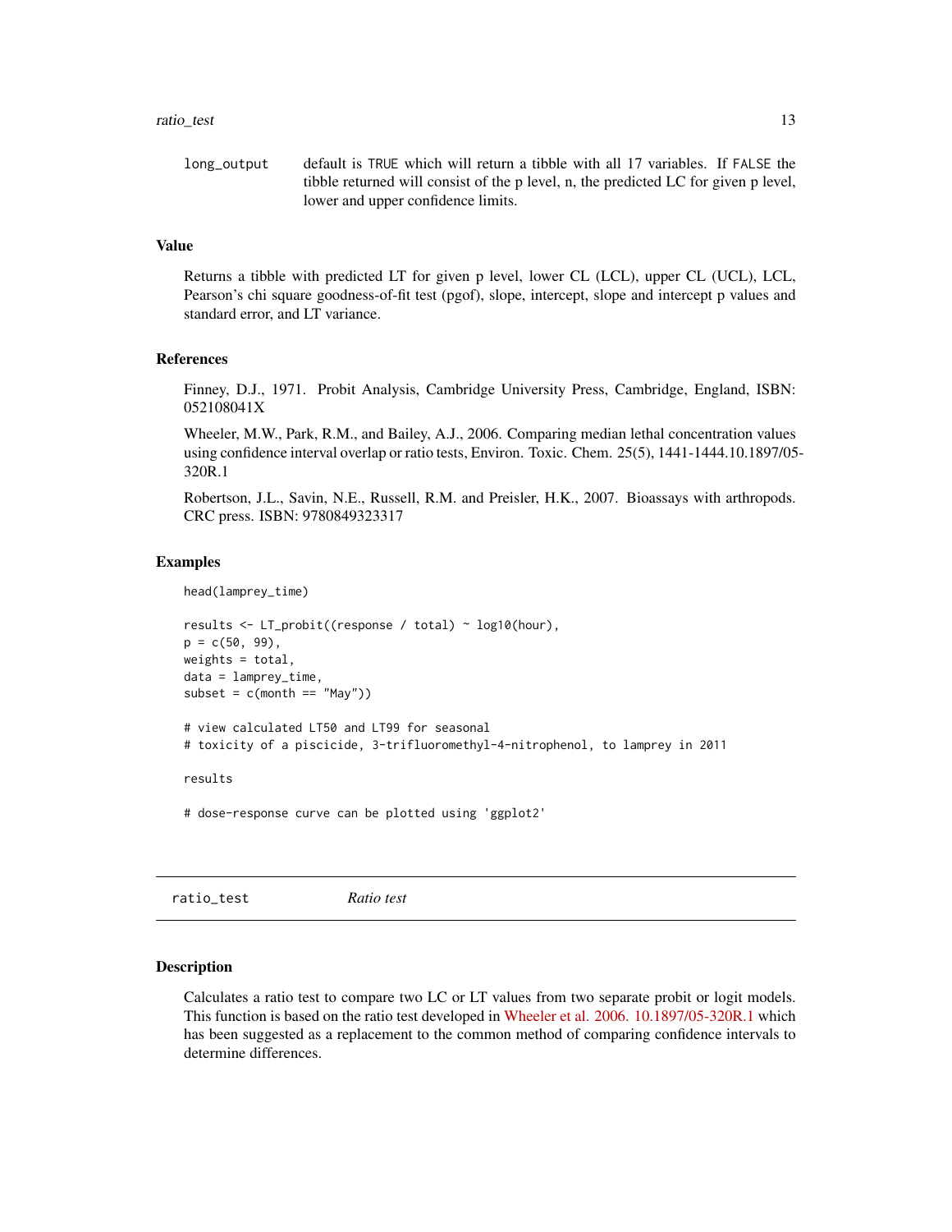long_output default is TRUE which will return a tibble with all 17 variables. If FALSE the tibble returned will consist of the p level, n, the predicted LC for given p level, lower and upper confidence limits.

### Value

Returns a tibble with predicted LT for given p level, lower CL (LCL), upper CL (UCL), LCL, Pearson's chi square goodness-of-fit test (pgof), slope, intercept, slope and intercept p values and standard error, and LT variance.

### References

Finney, D.J., 1971. Probit Analysis, Cambridge University Press, Cambridge, England, ISBN: 052108041X

Wheeler, M.W., Park, R.M., and Bailey, A.J., 2006. Comparing median lethal concentration values using confidence interval overlap or ratio tests, Environ. Toxic. Chem. 25(5), 1441-1444.10.1897/05-320R.1

Robertson, J.L., Savin, N.E., Russell, R.M. and Preisler, H.K., 2007. Bioassays with arthropods. CRC press. ISBN: 9780849323317

### Examples

```
head(lamprey_time)

results <- LT_probit((response / total) ~ log10(hour),
p = c(50, 99),
weights = total,
data = lamprey_time,
subset = c(month == "May"))

# view calculated LT50 and LT99 for seasonal
# toxicity of a piscicide, 3-trifluoromethyl-4-nitrophenol, to lamprey in 2011

results

# dose-response curve can be plotted using 'ggplot2'
```

---

## ratio_test *Ratio test*

### Description

Calculates a ratio test to compare two LC or LT values from two separate probit or logit models. This function is based on the ratio test developed in Wheeler et al. 2006. 10.1897/05-320R.1 which has been suggested as a replacement to the common method of comparing confidence intervals to determine differences.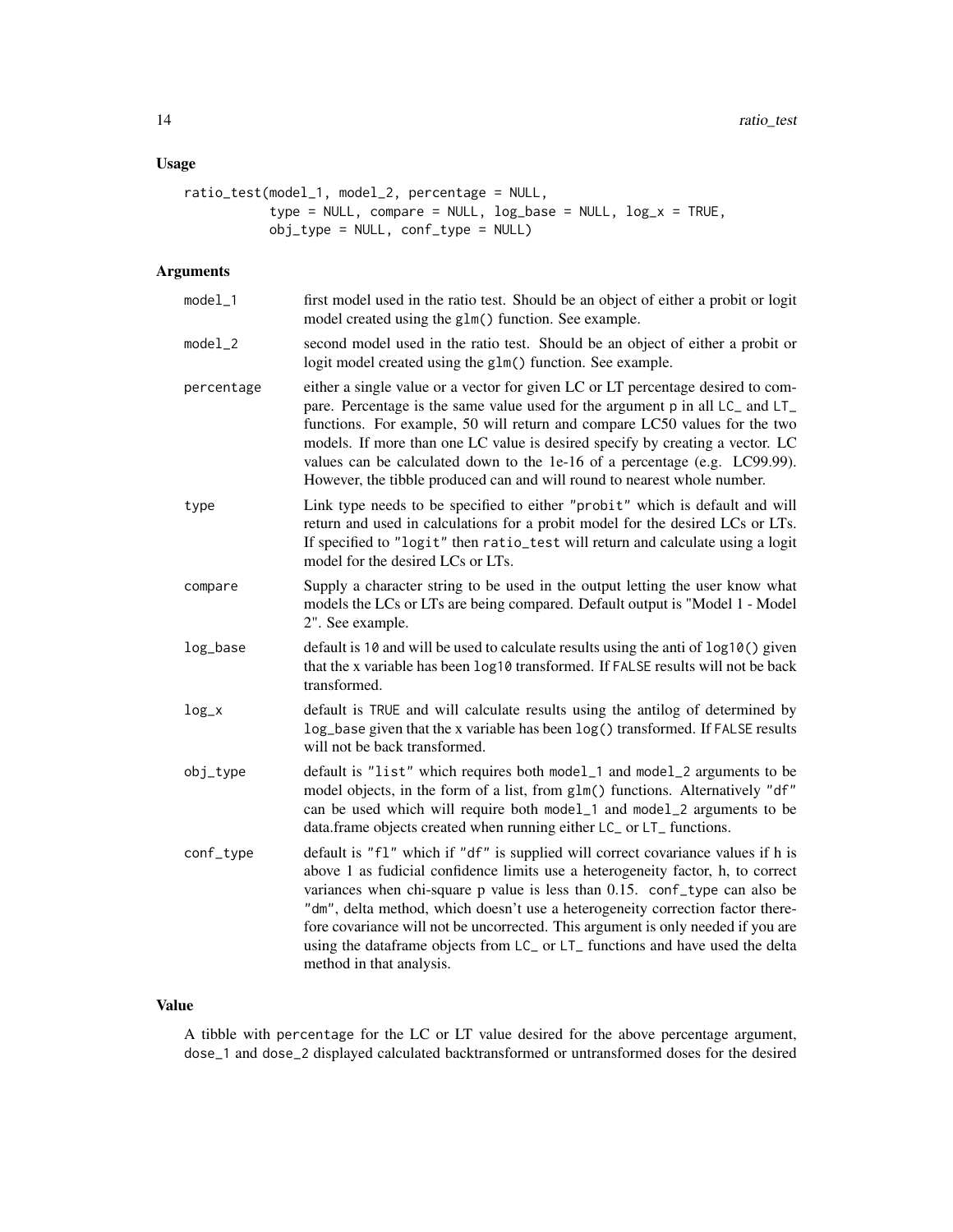## Usage

```
ratio_test(model_1, model_2, percentage = NULL,
           type = NULL, compare = NULL, log_base = NULL, log_x = TRUE,
           obj_type = NULL, conf_type = NULL)
```

## Arguments

- `model_1` — first model used in the ratio test. Should be an object of either a probit or logit model created using the `glm()` function. See example.
- `model_2` — second model used in the ratio test. Should be an object of either a probit or logit model created using the `glm()` function. See example.
- `percentage` — either a single value or a vector for given LC or LT percentage desired to compare. Percentage is the same value used for the argument `p` in all `LC_` and `LT_` functions. For example, 50 will return and compare LC50 values for the two models. If more than one LC value is desired specify by creating a vector. LC values can be calculated down to the 1e-16 of a percentage (e.g. LC99.99). However, the tibble produced can and will round to nearest whole number.
- `type` — Link type needs to be specified to either `"probit"` which is default and will return and used in calculations for a probit model for the desired LCs or LTs. If specified to `"logit"` then `ratio_test` will return and calculate using a logit model for the desired LCs or LTs.
- `compare` — Supply a character string to be used in the output letting the user know what models the LCs or LTs are being compared. Default output is "Model 1 - Model 2". See example.
- `log_base` — default is `10` and will be used to calculate results using the anti of `log10()` given that the x variable has been `log10` transformed. If `FALSE` results will not be back transformed.
- `log_x` — default is `TRUE` and will calculate results using the antilog of determined by `log_base` given that the x variable has been `log()` transformed. If `FALSE` results will not be back transformed.
- `obj_type` — default is `"list"` which requires both `model_1` and `model_2` arguments to be model objects, in the form of a list, from `glm()` functions. Alternatively `"df"` can be used which will require both `model_1` and `model_2` arguments to be data.frame objects created when running either `LC_` or `LT_` functions.
- `conf_type` — default is `"fl"` which if `"df"` is supplied will correct covariance values if h is above 1 as fudicial confidence limits use a heterogeneity factor, h, to correct variances when chi-square p value is less than 0.15. `conf_type` can also be `"dm"`, delta method, which doesn't use a heterogeneity correction factor therefore covariance will not be uncorrected. This argument is only needed if you are using the dataframe objects from `LC_` or `LT_` functions and have used the delta method in that analysis.

## Value

A tibble with `percentage` for the LC or LT value desired for the above percentage argument, `dose_1` and `dose_2` displayed calculated backtransformed or untransformed doses for the desired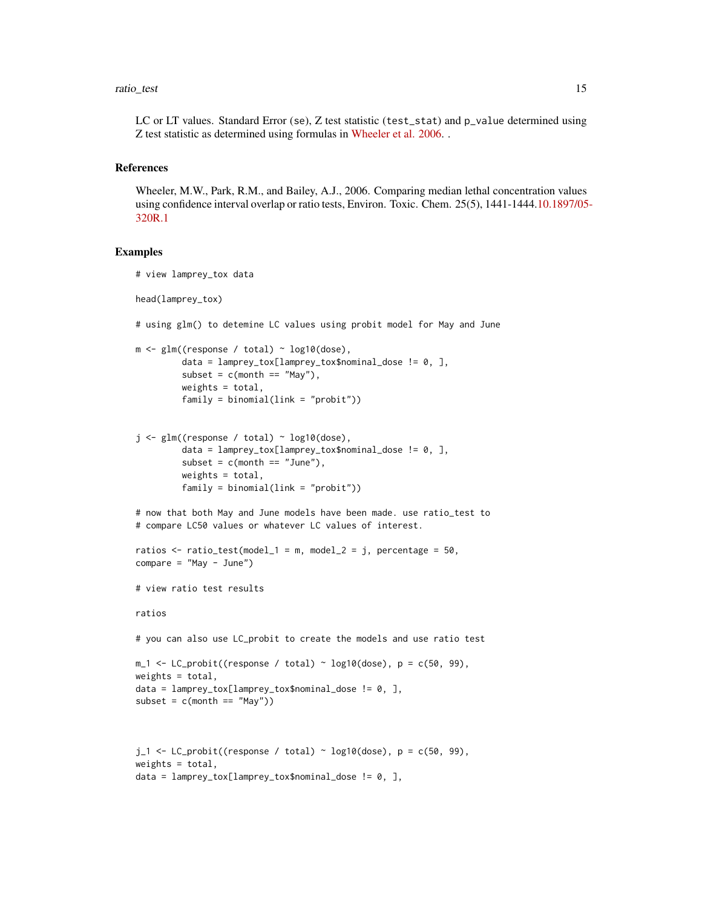LC or LT values. Standard Error (se), Z test statistic (test_stat) and p_value determined using Z test statistic as determined using formulas in Wheeler et al. 2006. .

## References

Wheeler, M.W., Park, R.M., and Bailey, A.J., 2006. Comparing median lethal concentration values using confidence interval overlap or ratio tests, Environ. Toxic. Chem. 25(5), 1441-1444.10.1897/05-320R.1

## Examples

```
# view lamprey_tox data

head(lamprey_tox)

# using glm() to detemine LC values using probit model for May and June

m <- glm((response / total) ~ log10(dose),
         data = lamprey_tox[lamprey_tox$nominal_dose != 0, ],
         subset = c(month == "May"),
         weights = total,
         family = binomial(link = "probit"))


j <- glm((response / total) ~ log10(dose),
         data = lamprey_tox[lamprey_tox$nominal_dose != 0, ],
         subset = c(month == "June"),
         weights = total,
         family = binomial(link = "probit"))

# now that both May and June models have been made. use ratio_test to
# compare LC50 values or whatever LC values of interest.

ratios <- ratio_test(model_1 = m, model_2 = j, percentage = 50,
compare = "May - June")

# view ratio test results

ratios

# you can also use LC_probit to create the models and use ratio test

m_1 <- LC_probit((response / total) ~ log10(dose), p = c(50, 99),
weights = total,
data = lamprey_tox[lamprey_tox$nominal_dose != 0, ],
subset = c(month == "May"))



j_1 <- LC_probit((response / total) ~ log10(dose), p = c(50, 99),
weights = total,
data = lamprey_tox[lamprey_tox$nominal_dose != 0, ],
```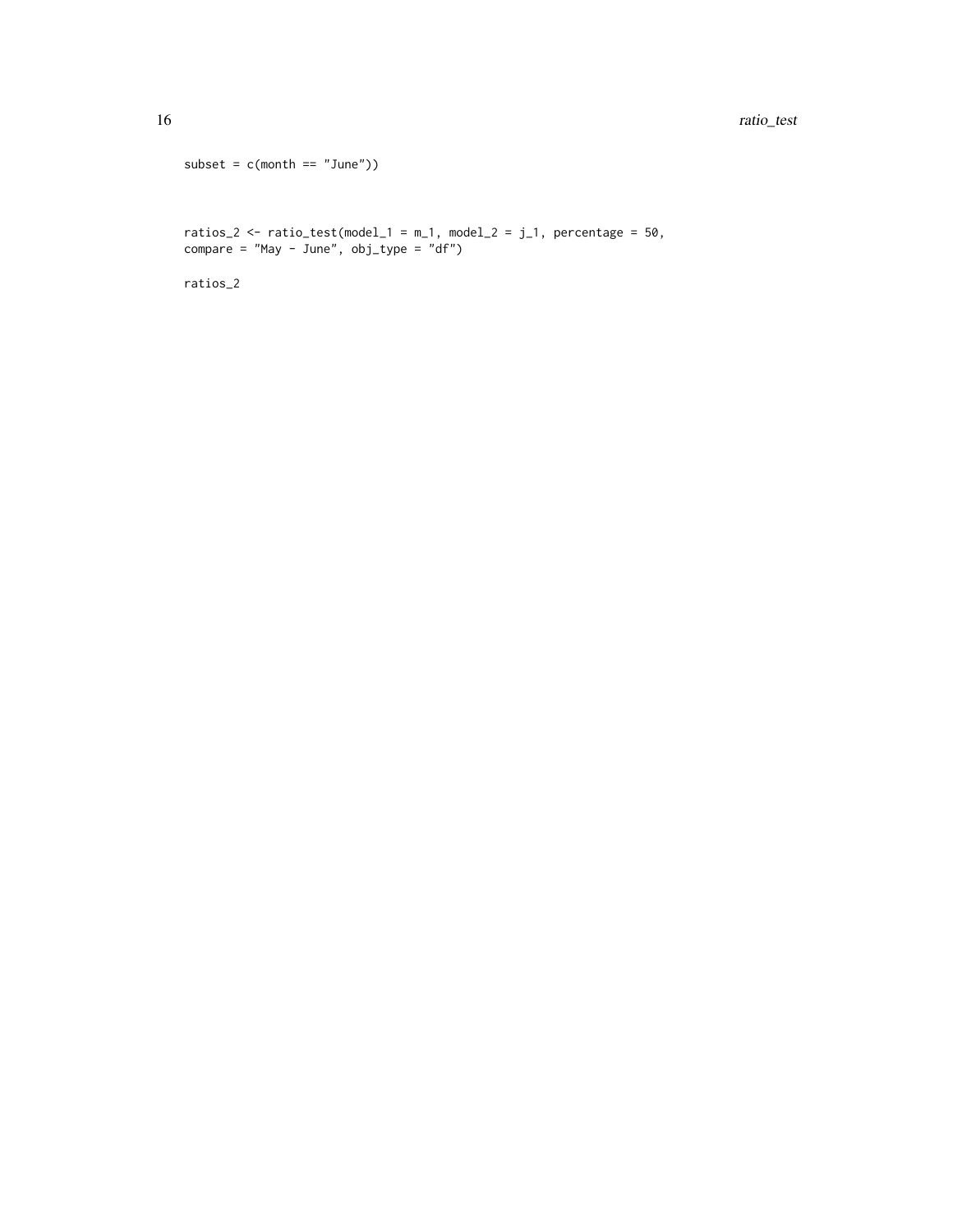```
subset = c(month == "June"))


ratios_2 <- ratio_test(model_1 = m_1, model_2 = j_1, percentage = 50,
compare = "May - June", obj_type = "df")

ratios_2
```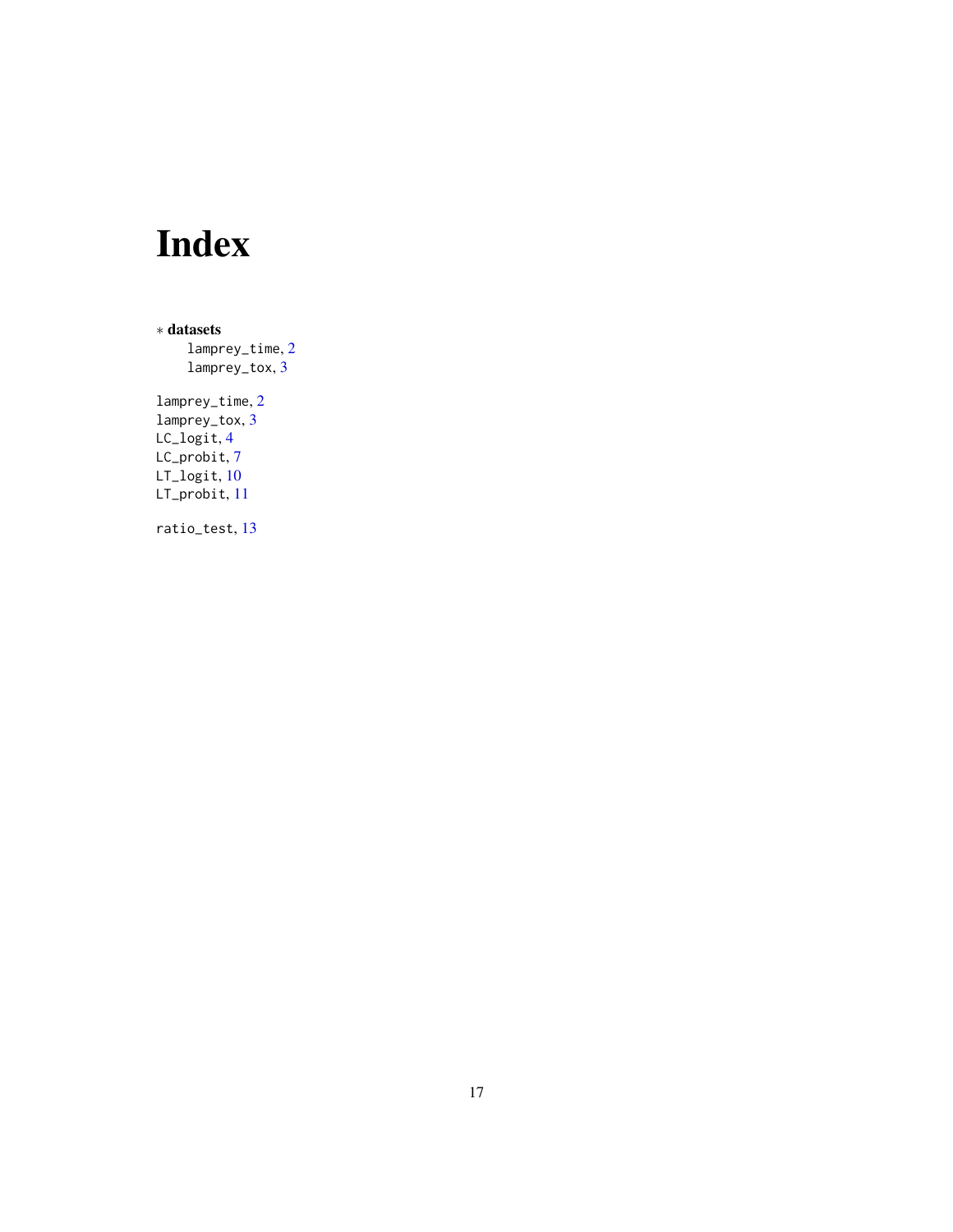# Index

* **datasets**
    - lamprey_time, 2
    - lamprey_tox, 3

lamprey_time, 2
lamprey_tox, 3
LC_logit, 4
LC_probit, 7
LT_logit, 10
LT_probit, 11

ratio_test, 13